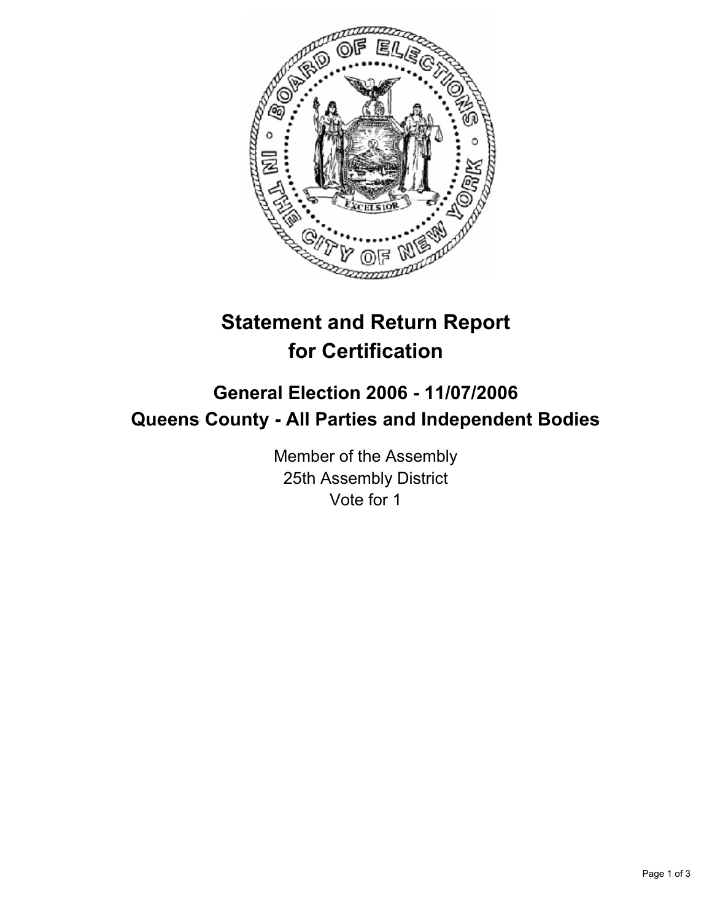# Statement and Return Report for Certification

## General Election 2006 - 11/07/2006
## Queens County - All Parties and Independent Bodies

Member of the Assembly
25th Assembly District
Vote for 1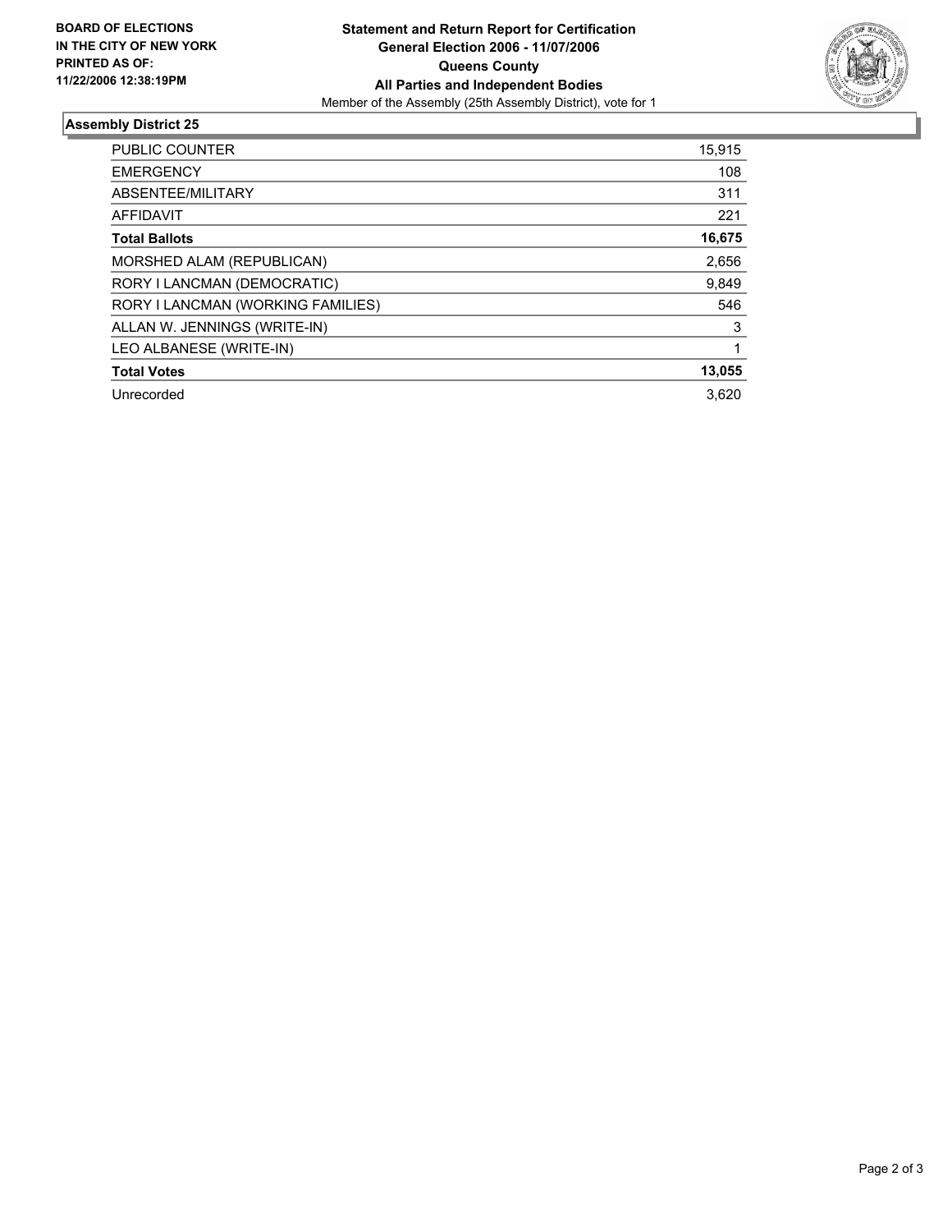**BOARD OF ELECTIONS IN THE CITY OF NEW YORK PRINTED AS OF: 11/22/2006 12:38:19PM**

**Statement and Return Report for Certification**
**General Election 2006 - 11/07/2006**
**Queens County**
**All Parties and Independent Bodies**
Member of the Assembly (25th Assembly District), vote for 1

### Assembly District 25

| | |
|---|---|
| PUBLIC COUNTER | 15,915 |
| EMERGENCY | 108 |
| ABSENTEE/MILITARY | 311 |
| AFFIDAVIT | 221 |
| **Total Ballots** | **16,675** |
| MORSHED ALAM (REPUBLICAN) | 2,656 |
| RORY I LANCMAN (DEMOCRATIC) | 9,849 |
| RORY I LANCMAN (WORKING FAMILIES) | 546 |
| ALLAN W. JENNINGS (WRITE-IN) | 3 |
| LEO ALBANESE (WRITE-IN) | 1 |
| **Total Votes** | **13,055** |
| Unrecorded | 3,620 |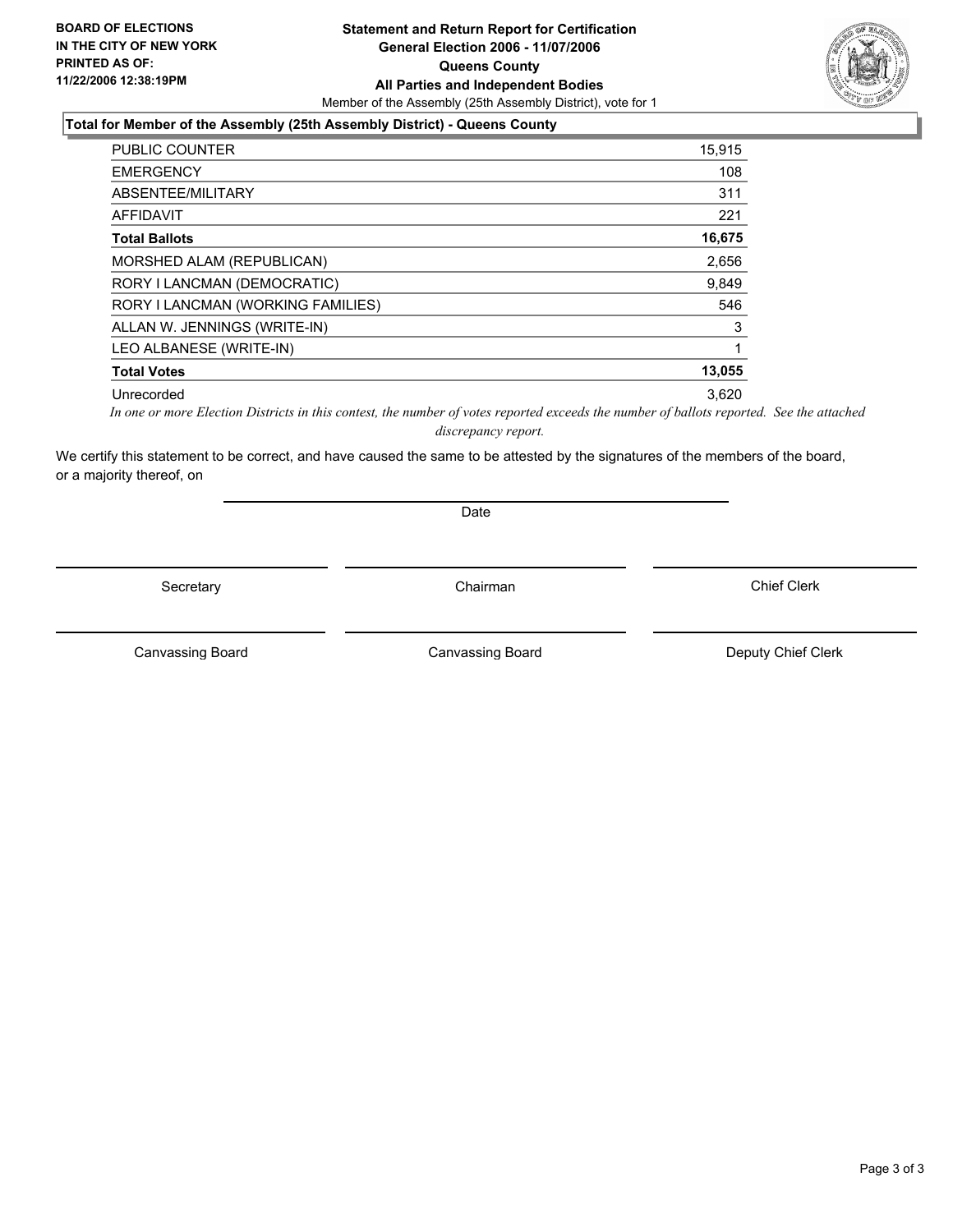**BOARD OF ELECTIONS IN THE CITY OF NEW YORK**
**PRINTED AS OF: 11/22/2006 12:38:19PM**

**Statement and Return Report for Certification**
**General Election 2006 - 11/07/2006**
**Queens County**
**All Parties and Independent Bodies**
Member of the Assembly (25th Assembly District), vote for 1

**Total for Member of the Assembly (25th Assembly District) - Queens County**

| | |
|---|---|
| PUBLIC COUNTER | 15,915 |
| EMERGENCY | 108 |
| ABSENTEE/MILITARY | 311 |
| AFFIDAVIT | 221 |
| **Total Ballots** | **16,675** |
| MORSHED ALAM (REPUBLICAN) | 2,656 |
| RORY I LANCMAN (DEMOCRATIC) | 9,849 |
| RORY I LANCMAN (WORKING FAMILIES) | 546 |
| ALLAN W. JENNINGS (WRITE-IN) | 3 |
| LEO ALBANESE (WRITE-IN) | 1 |
| **Total Votes** | **13,055** |
| Unrecorded | 3,620 |

*In one or more Election Districts in this contest, the number of votes reported exceeds the number of ballots reported. See the attached discrepancy report.*

We certify this statement to be correct, and have caused the same to be attested by the signatures of the members of the board, or a majority thereof, on

Date

Secretary | Chairman | Chief Clerk

Canvassing Board | Canvassing Board | Deputy Chief Clerk